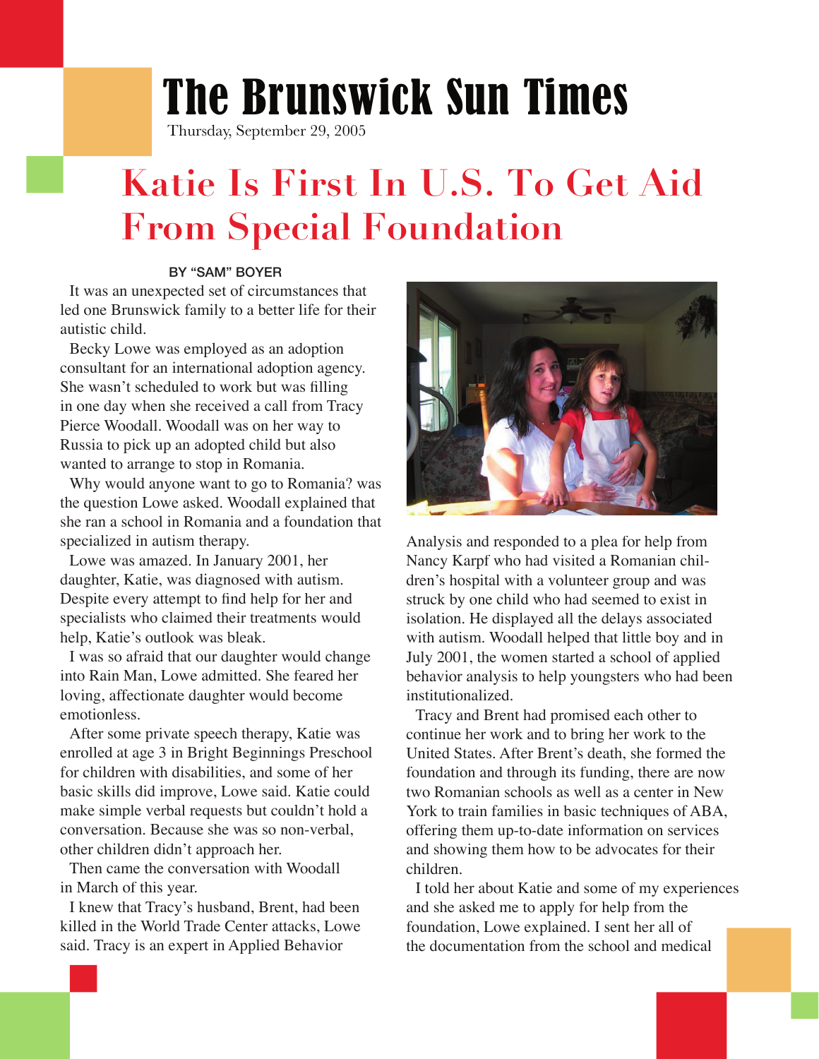# The Brunswick Sun Times

Thursday, September 29, 2005

## Katie Is First In U.S. To Get Aid From Special Foundation

BY "SAM" BOYER

It was an unexpected set of circumstances that led one Brunswick family to a better life for their autistic child.

Becky Lowe was employed as an adoption consultant for an international adoption agency. She wasn't scheduled to work but was filling in one day when she received a call from Tracy Pierce Woodall. Woodall was on her way to Russia to pick up an adopted child but also wanted to arrange to stop in Romania.

Why would anyone want to go to Romania? was the question Lowe asked. Woodall explained that she ran a school in Romania and a foundation that specialized in autism therapy.

Lowe was amazed. In January 2001, her daughter, Katie, was diagnosed with autism. Despite every attempt to find help for her and specialists who claimed their treatments would help, Katie's outlook was bleak.

I was so afraid that our daughter would change into Rain Man, Lowe admitted. She feared her loving, affectionate daughter would become emotionless.

After some private speech therapy, Katie was enrolled at age 3 in Bright Beginnings Preschool for children with disabilities, and some of her basic skills did improve, Lowe said. Katie could make simple verbal requests but couldn't hold a conversation. Because she was so non-verbal, other children didn't approach her.

Then came the conversation with Woodall in March of this year.

I knew that Tracy's husband, Brent, had been killed in the World Trade Center attacks, Lowe said. Tracy is an expert in Applied Behavior Analysis and responded to a plea for help from Nancy Karpf who had visited a Romanian children's hospital with a volunteer group and was struck by one child who had seemed to exist in isolation. He displayed all the delays associated with autism. Woodall helped that little boy and in July 2001, the women started a school of applied behavior analysis to help youngsters who had been institutionalized.

Tracy and Brent had promised each other to continue her work and to bring her work to the United States. After Brent's death, she formed the foundation and through its funding, there are now two Romanian schools as well as a center in New York to train families in basic techniques of ABA, offering them up-to-date information on services and showing them how to be advocates for their children.

I told her about Katie and some of my experiences and she asked me to apply for help from the foundation, Lowe explained. I sent her all of the documentation from the school and medical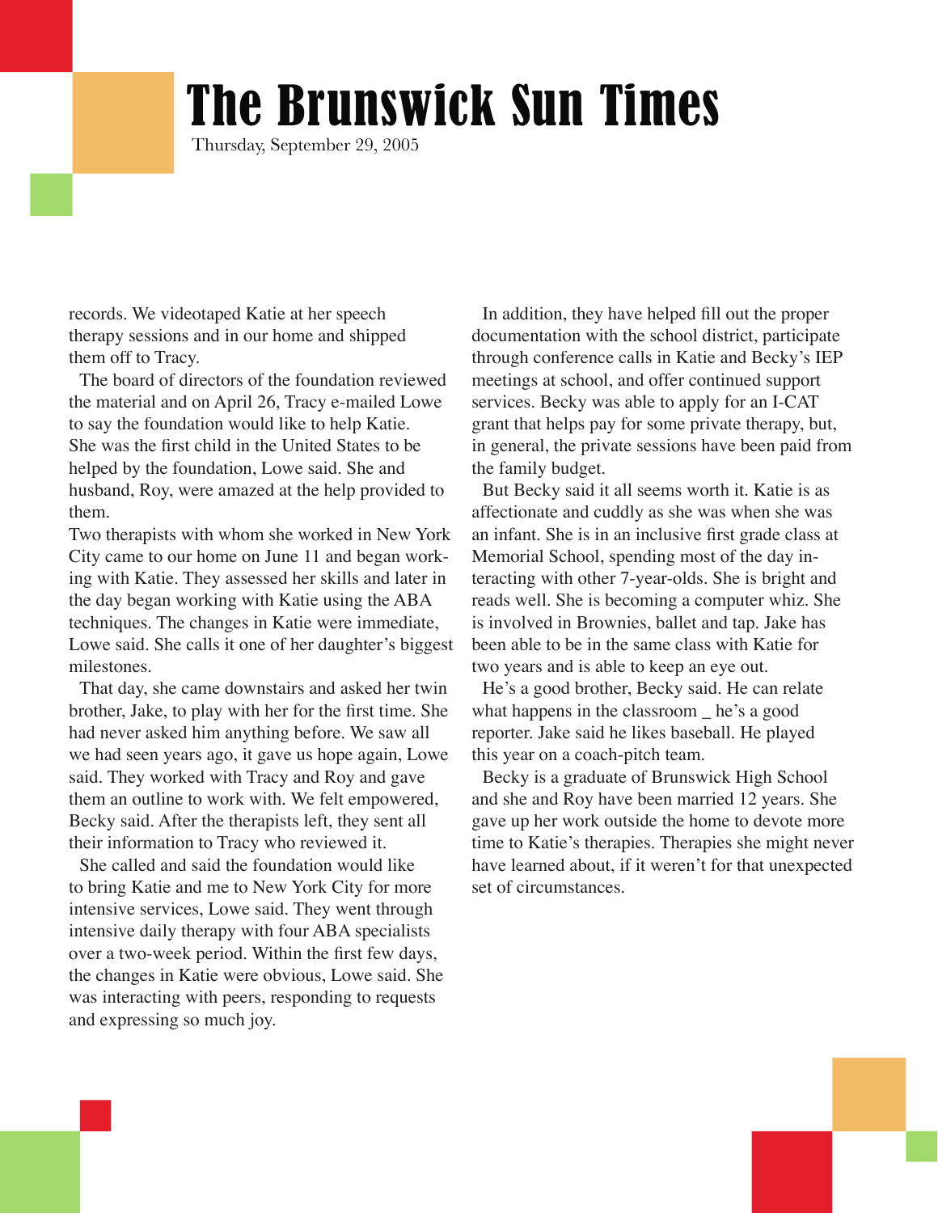# The Brunswick Sun Times

Thursday, September 29, 2005

records. We videotaped Katie at her speech therapy sessions and in our home and shipped them off to Tracy.

The board of directors of the foundation reviewed the material and on April 26, Tracy e-mailed Lowe to say the foundation would like to help Katie. She was the first child in the United States to be helped by the foundation, Lowe said. She and husband, Roy, were amazed at the help provided to them.

Two therapists with whom she worked in New York City came to our home on June 11 and began working with Katie. They assessed her skills and later in the day began working with Katie using the ABA techniques. The changes in Katie were immediate, Lowe said. She calls it one of her daughter's biggest milestones.

That day, she came downstairs and asked her twin brother, Jake, to play with her for the first time. She had never asked him anything before. We saw all we had seen years ago, it gave us hope again, Lowe said. They worked with Tracy and Roy and gave them an outline to work with. We felt empowered, Becky said. After the therapists left, they sent all their information to Tracy who reviewed it.

She called and said the foundation would like to bring Katie and me to New York City for more intensive services, Lowe said. They went through intensive daily therapy with four ABA specialists over a two-week period. Within the first few days, the changes in Katie were obvious, Lowe said. She was interacting with peers, responding to requests and expressing so much joy.

In addition, they have helped fill out the proper documentation with the school district, participate through conference calls in Katie and Becky's IEP meetings at school, and offer continued support services. Becky was able to apply for an I-CAT grant that helps pay for some private therapy, but, in general, the private sessions have been paid from the family budget.

But Becky said it all seems worth it. Katie is as affectionate and cuddly as she was when she was an infant. She is in an inclusive first grade class at Memorial School, spending most of the day interacting with other 7-year-olds. She is bright and reads well. She is becoming a computer whiz. She is involved in Brownies, ballet and tap. Jake has been able to be in the same class with Katie for two years and is able to keep an eye out.

He's a good brother, Becky said. He can relate what happens in the classroom _ he's a good reporter. Jake said he likes baseball. He played this year on a coach-pitch team.

Becky is a graduate of Brunswick High School and she and Roy have been married 12 years. She gave up her work outside the home to devote more time to Katie's therapies. Therapies she might never have learned about, if it weren't for that unexpected set of circumstances.